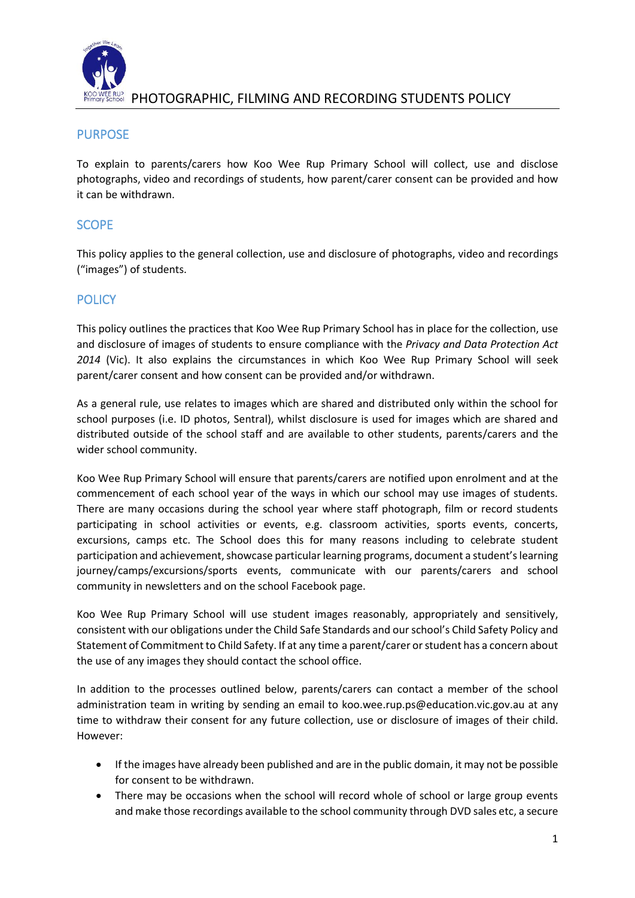# PHOTOGRAPHIC, FILMING AND RECORDING STUDENTS POLICY

## PURPOSE

To explain to parents/carers how Koo Wee Rup Primary School will collect, use and disclose photographs, video and recordings of students, how parent/carer consent can be provided and how it can be withdrawn.

## SCOPE

This policy applies to the general collection, use and disclosure of photographs, video and recordings ("images") of students.

## POLICY

This policy outlines the practices that Koo Wee Rup Primary School has in place for the collection, use and disclosure of images of students to ensure compliance with the *Privacy and Data Protection Act 2014* (Vic). It also explains the circumstances in which Koo Wee Rup Primary School will seek parent/carer consent and how consent can be provided and/or withdrawn.

As a general rule, use relates to images which are shared and distributed only within the school for school purposes (i.e. ID photos, Sentral), whilst disclosure is used for images which are shared and distributed outside of the school staff and are available to other students, parents/carers and the wider school community.

Koo Wee Rup Primary School will ensure that parents/carers are notified upon enrolment and at the commencement of each school year of the ways in which our school may use images of students. There are many occasions during the school year where staff photograph, film or record students participating in school activities or events, e.g. classroom activities, sports events, concerts, excursions, camps etc. The School does this for many reasons including to celebrate student participation and achievement, showcase particular learning programs, document a student's learning journey/camps/excursions/sports events, communicate with our parents/carers and school community in newsletters and on the school Facebook page.

Koo Wee Rup Primary School will use student images reasonably, appropriately and sensitively, consistent with our obligations under the Child Safe Standards and our school's Child Safety Policy and Statement of Commitment to Child Safety. If at any time a parent/carer or student has a concern about the use of any images they should contact the school office.

In addition to the processes outlined below, parents/carers can contact a member of the school administration team in writing by sending an email to koo.wee.rup.ps@education.vic.gov.au at any time to withdraw their consent for any future collection, use or disclosure of images of their child. However:

- If the images have already been published and are in the public domain, it may not be possible for consent to be withdrawn.
- There may be occasions when the school will record whole of school or large group events and make those recordings available to the school community through DVD sales etc, a secure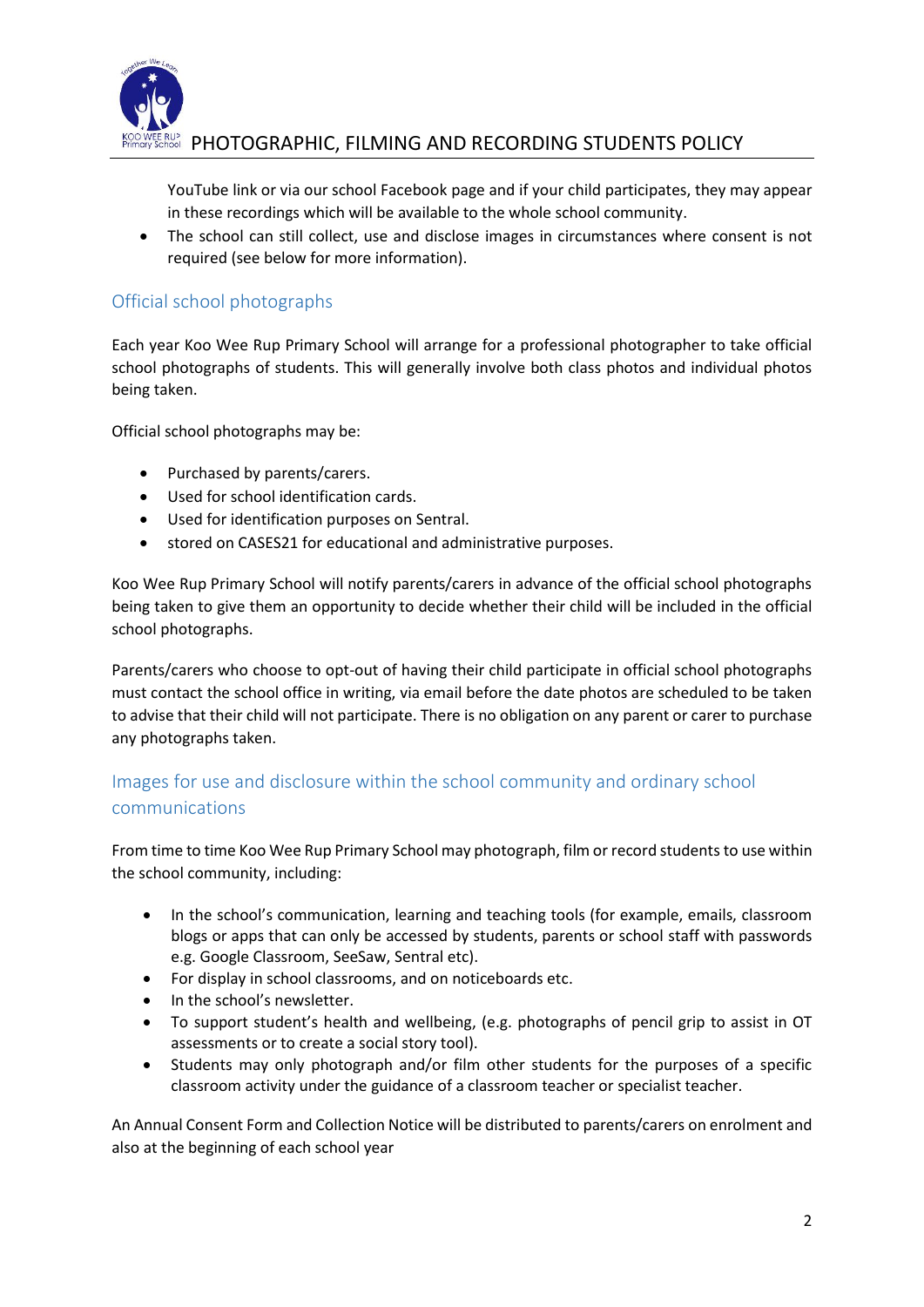YouTube link or via our school Facebook page and if your child participates, they may appear in these recordings which will be available to the whole school community.

- The school can still collect, use and disclose images in circumstances where consent is not required (see below for more information).

## Official school photographs

Each year Koo Wee Rup Primary School will arrange for a professional photographer to take official school photographs of students. This will generally involve both class photos and individual photos being taken.

Official school photographs may be:

- Purchased by parents/carers.
- Used for school identification cards.
- Used for identification purposes on Sentral.
- stored on CASES21 for educational and administrative purposes.

Koo Wee Rup Primary School will notify parents/carers in advance of the official school photographs being taken to give them an opportunity to decide whether their child will be included in the official school photographs.

Parents/carers who choose to opt-out of having their child participate in official school photographs must contact the school office in writing, via email before the date photos are scheduled to be taken to advise that their child will not participate. There is no obligation on any parent or carer to purchase any photographs taken.

## Images for use and disclosure within the school community and ordinary school communications

From time to time Koo Wee Rup Primary School may photograph, film or record students to use within the school community, including:

- In the school's communication, learning and teaching tools (for example, emails, classroom blogs or apps that can only be accessed by students, parents or school staff with passwords e.g. Google Classroom, SeeSaw, Sentral etc).
- For display in school classrooms, and on noticeboards etc.
- In the school's newsletter.
- To support student's health and wellbeing, (e.g. photographs of pencil grip to assist in OT assessments or to create a social story tool).
- Students may only photograph and/or film other students for the purposes of a specific classroom activity under the guidance of a classroom teacher or specialist teacher.

An Annual Consent Form and Collection Notice will be distributed to parents/carers on enrolment and also at the beginning of each school year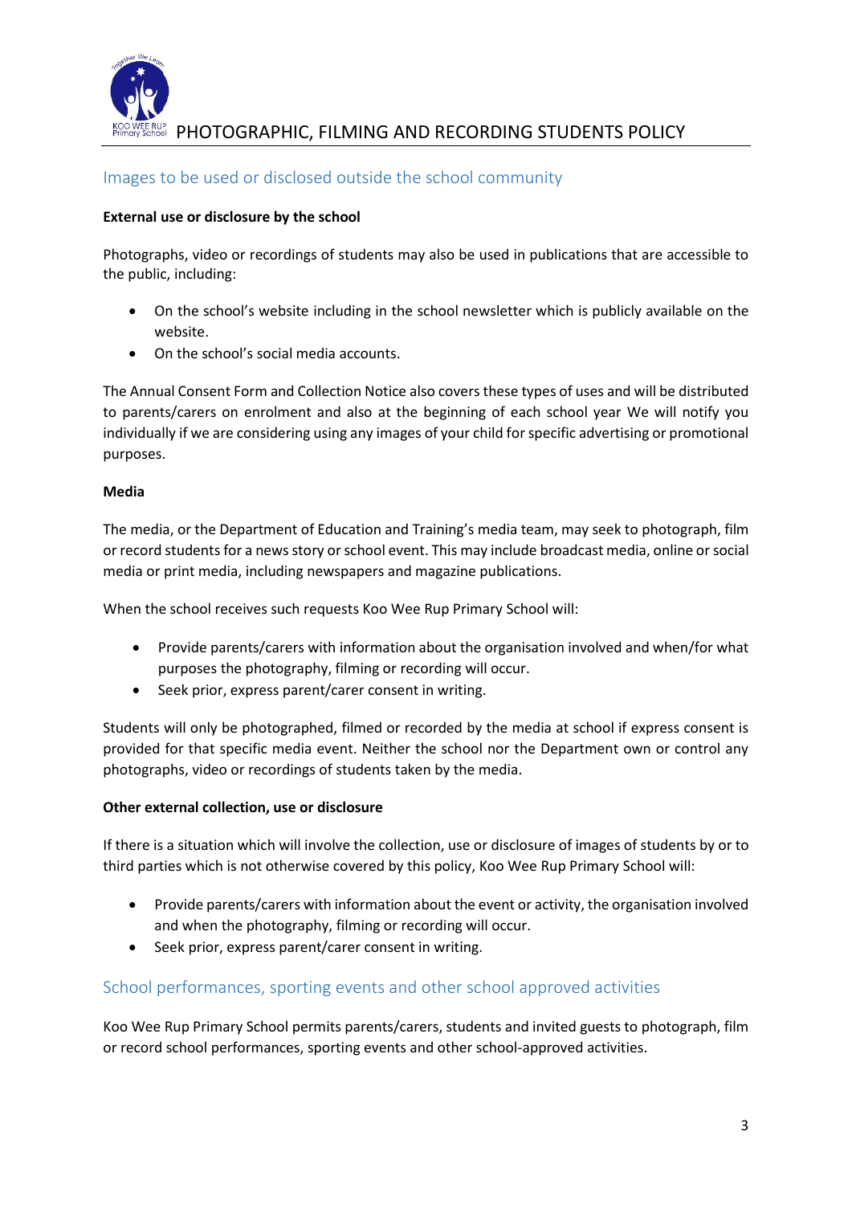## Images to be used or disclosed outside the school community

**External use or disclosure by the school**

Photographs, video or recordings of students may also be used in publications that are accessible to the public, including:

- On the school's website including in the school newsletter which is publicly available on the website.
- On the school's social media accounts.

The Annual Consent Form and Collection Notice also covers these types of uses and will be distributed to parents/carers on enrolment and also at the beginning of each school year We will notify you individually if we are considering using any images of your child for specific advertising or promotional purposes.

**Media**

The media, or the Department of Education and Training's media team, may seek to photograph, film or record students for a news story or school event. This may include broadcast media, online or social media or print media, including newspapers and magazine publications.

When the school receives such requests Koo Wee Rup Primary School will:

- Provide parents/carers with information about the organisation involved and when/for what purposes the photography, filming or recording will occur.
- Seek prior, express parent/carer consent in writing.

Students will only be photographed, filmed or recorded by the media at school if express consent is provided for that specific media event. Neither the school nor the Department own or control any photographs, video or recordings of students taken by the media.

**Other external collection, use or disclosure**

If there is a situation which will involve the collection, use or disclosure of images of students by or to third parties which is not otherwise covered by this policy, Koo Wee Rup Primary School will:

- Provide parents/carers with information about the event or activity, the organisation involved and when the photography, filming or recording will occur.
- Seek prior, express parent/carer consent in writing.

## School performances, sporting events and other school approved activities

Koo Wee Rup Primary School permits parents/carers, students and invited guests to photograph, film or record school performances, sporting events and other school-approved activities.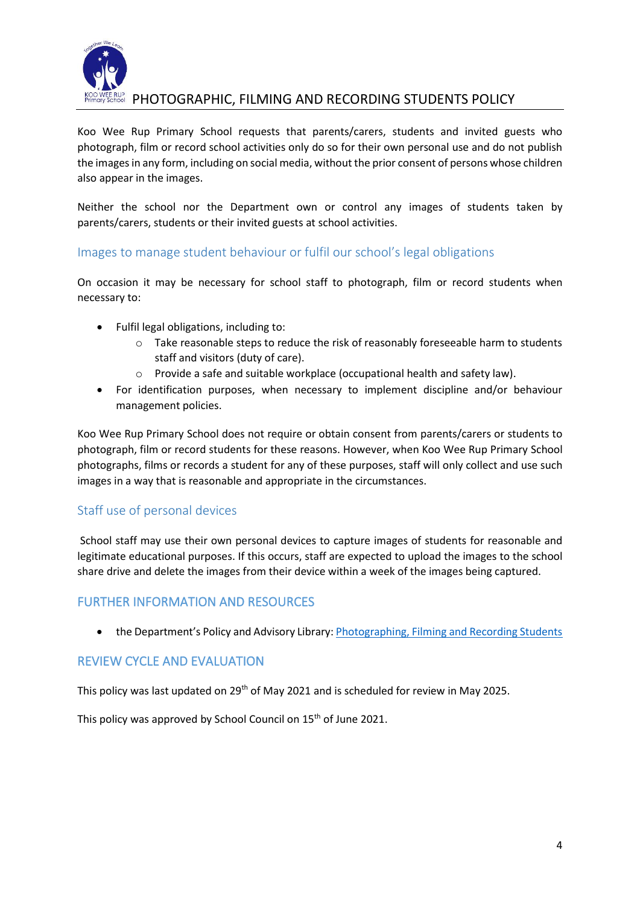Koo Wee Rup Primary School requests that parents/carers, students and invited guests who photograph, film or record school activities only do so for their own personal use and do not publish the images in any form, including on social media, without the prior consent of persons whose children also appear in the images.

Neither the school nor the Department own or control any images of students taken by parents/carers, students or their invited guests at school activities.

### Images to manage student behaviour or fulfil our school's legal obligations

On occasion it may be necessary for school staff to photograph, film or record students when necessary to:

- Fulfil legal obligations, including to:
  - Take reasonable steps to reduce the risk of reasonably foreseeable harm to students staff and visitors (duty of care).
  - Provide a safe and suitable workplace (occupational health and safety law).
- For identification purposes, when necessary to implement discipline and/or behaviour management policies.

Koo Wee Rup Primary School does not require or obtain consent from parents/carers or students to photograph, film or record students for these reasons. However, when Koo Wee Rup Primary School photographs, films or records a student for any of these purposes, staff will only collect and use such images in a way that is reasonable and appropriate in the circumstances.

### Staff use of personal devices

School staff may use their own personal devices to capture images of students for reasonable and legitimate educational purposes. If this occurs, staff are expected to upload the images to the school share drive and delete the images from their device within a week of the images being captured.

## FURTHER INFORMATION AND RESOURCES

- the Department's Policy and Advisory Library: Photographing, Filming and Recording Students

## REVIEW CYCLE AND EVALUATION

This policy was last updated on 29th of May 2021 and is scheduled for review in May 2025.

This policy was approved by School Council on 15th of June 2021.